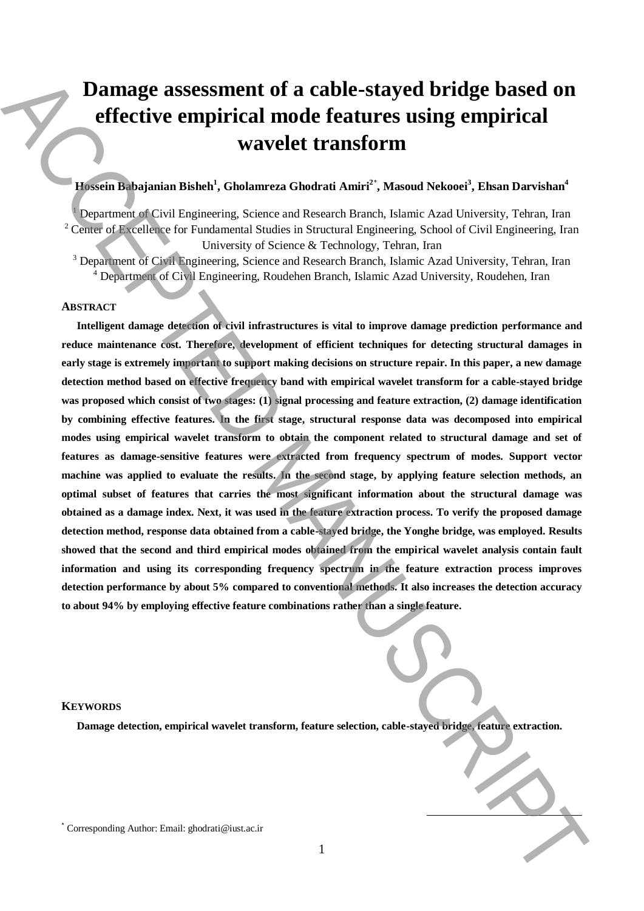# Damage assessment of a cable-stayed bridge based on effective empirical mode features using empirical wavelet transform

**Hossein Babajanian Bisheh[1], Gholamreza Ghodrati Amiri[2*], Masoud Nekooei[3], Ehsan Darvishan[4]**

[1] Department of Civil Engineering, Science and Research Branch, Islamic Azad University, Tehran, Iran
[2] Center of Excellence for Fundamental Studies in Structural Engineering, School of Civil Engineering, Iran University of Science & Technology, Tehran, Iran
[3] Department of Civil Engineering, Science and Research Branch, Islamic Azad University, Tehran, Iran
[4] Department of Civil Engineering, Roudehen Branch, Islamic Azad University, Roudehen, Iran

## ABSTRACT

**Intelligent damage detection of civil infrastructures is vital to improve damage prediction performance and reduce maintenance cost. Therefore, development of efficient techniques for detecting structural damages in early stage is extremely important to support making decisions on structure repair. In this paper, a new damage detection method based on effective frequency band with empirical wavelet transform for a cable-stayed bridge was proposed which consist of two stages: (1) signal processing and feature extraction, (2) damage identification by combining effective features. In the first stage, structural response data was decomposed into empirical modes using empirical wavelet transform to obtain the component related to structural damage and set of features as damage-sensitive features were extracted from frequency spectrum of modes. Support vector machine was applied to evaluate the results. In the second stage, by applying feature selection methods, an optimal subset of features that carries the most significant information about the structural damage was obtained as a damage index. Next, it was used in the feature extraction process. To verify the proposed damage detection method, response data obtained from a cable-stayed bridge, the Yonghe bridge, was employed. Results showed that the second and third empirical modes obtained from the empirical wavelet analysis contain fault information and using its corresponding frequency spectrum in the feature extraction process improves detection performance by about 5% compared to conventional methods. It also increases the detection accuracy to about 94% by employing effective feature combinations rather than a single feature.**

## KEYWORDS

**Damage detection, empirical wavelet transform, feature selection, cable-stayed bridge, feature extraction.**

[*] Corresponding Author: Email: ghodrati@iust.ac.ir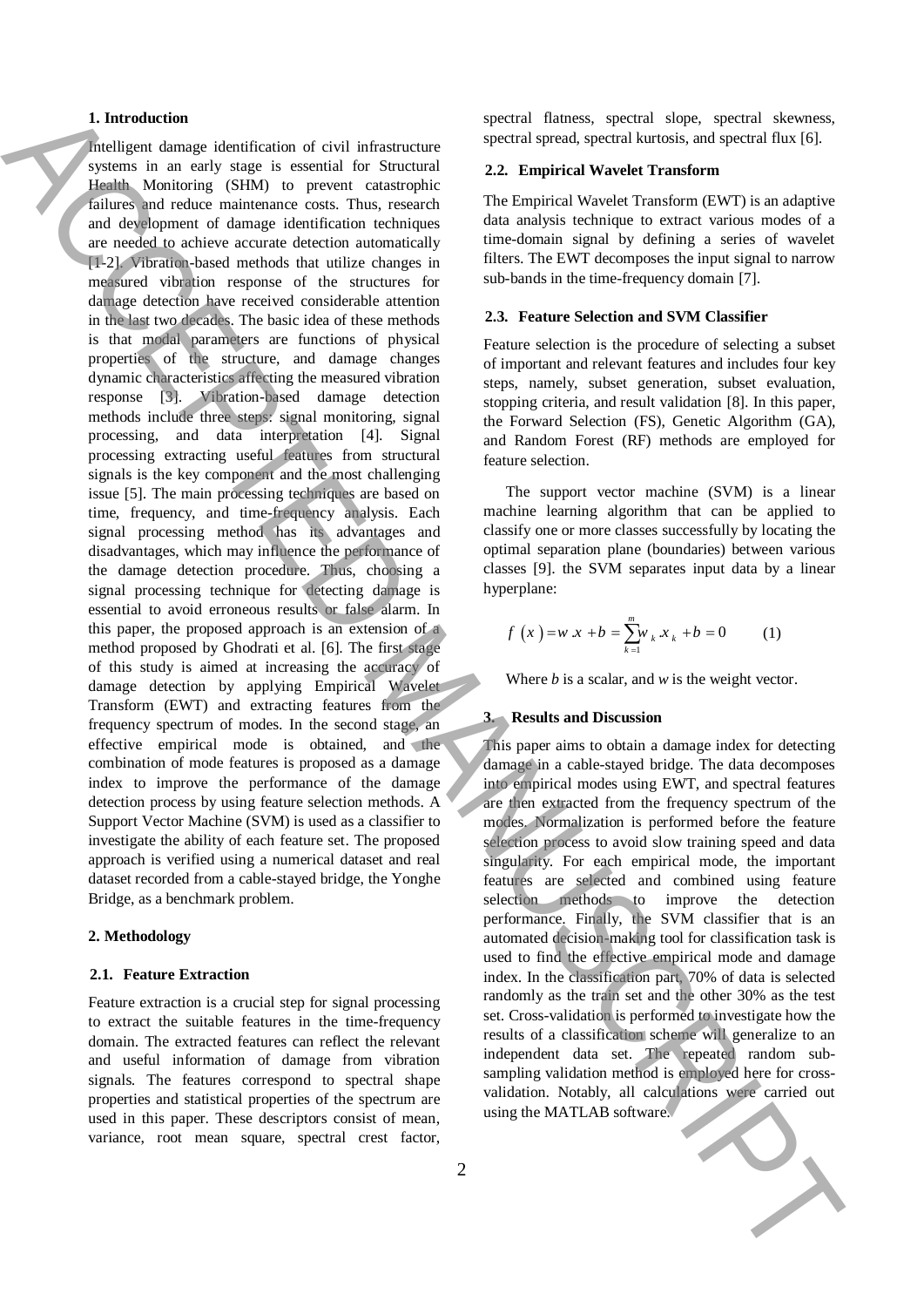## 1. Introduction

Intelligent damage identification of civil infrastructure systems in an early stage is essential for Structural Health Monitoring (SHM) to prevent catastrophic failures and reduce maintenance costs. Thus, research and development of damage identification techniques are needed to achieve accurate detection automatically [1-2]. Vibration-based methods that utilize changes in measured vibration response of the structures for damage detection have received considerable attention in the last two decades. The basic idea of these methods is that modal parameters are functions of physical properties of the structure, and damage changes dynamic characteristics affecting the measured vibration response [3]. Vibration-based damage detection methods include three steps: signal monitoring, signal processing, and data interpretation [4]. Signal processing extracting useful features from structural signals is the key component and the most challenging issue [5]. The main processing techniques are based on time, frequency, and time-frequency analysis. Each signal processing method has its advantages and disadvantages, which may influence the performance of the damage detection procedure. Thus, choosing a signal processing technique for detecting damage is essential to avoid erroneous results or false alarm. In this paper, the proposed approach is an extension of a method proposed by Ghodrati et al. [6]. The first stage of this study is aimed at increasing the accuracy of damage detection by applying Empirical Wavelet Transform (EWT) and extracting features from the frequency spectrum of modes. In the second stage, an effective empirical mode is obtained, and the combination of mode features is proposed as a damage index to improve the performance of the damage detection process by using feature selection methods. A Support Vector Machine (SVM) is used as a classifier to investigate the ability of each feature set. The proposed approach is verified using a numerical dataset and real dataset recorded from a cable-stayed bridge, the Yonghe Bridge, as a benchmark problem.

## 2. Methodology

### 2.1. Feature Extraction

Feature extraction is a crucial step for signal processing to extract the suitable features in the time-frequency domain. The extracted features can reflect the relevant and useful information of damage from vibration signals. The features correspond to spectral shape properties and statistical properties of the spectrum are used in this paper. These descriptors consist of mean, variance, root mean square, spectral crest factor, spectral flatness, spectral slope, spectral skewness, spectral spread, spectral kurtosis, and spectral flux [6].

### 2.2. Empirical Wavelet Transform

The Empirical Wavelet Transform (EWT) is an adaptive data analysis technique to extract various modes of a time-domain signal by defining a series of wavelet filters. The EWT decomposes the input signal to narrow sub-bands in the time-frequency domain [7].

### 2.3. Feature Selection and SVM Classifier

Feature selection is the procedure of selecting a subset of important and relevant features and includes four key steps, namely, subset generation, subset evaluation, stopping criteria, and result validation [8]. In this paper, the Forward Selection (FS), Genetic Algorithm (GA), and Random Forest (RF) methods are employed for feature selection.

The support vector machine (SVM) is a linear machine learning algorithm that can be applied to classify one or more classes successfully by locating the optimal separation plane (boundaries) between various classes [9]. the SVM separates input data by a linear hyperplane:

$$f(x) = w.x + b = \sum_{k=1}^{m} w_k . x_k + b = 0 \qquad (1)$$

Where $b$ is a scalar, and $w$ is the weight vector.

## 3. Results and Discussion

This paper aims to obtain a damage index for detecting damage in a cable-stayed bridge. The data decomposes into empirical modes using EWT, and spectral features are then extracted from the frequency spectrum of the modes. Normalization is performed before the feature selection process to avoid slow training speed and data singularity. For each empirical mode, the important features are selected and combined using feature selection methods to improve the detection performance. Finally, the SVM classifier that is an automated decision-making tool for classification task is used to find the effective empirical mode and damage index. In the classification part, 70% of data is selected randomly as the train set and the other 30% as the test set. Cross-validation is performed to investigate how the results of a classification scheme will generalize to an independent data set. The repeated random sub-sampling validation method is employed here for cross-validation. Notably, all calculations were carried out using the MATLAB software.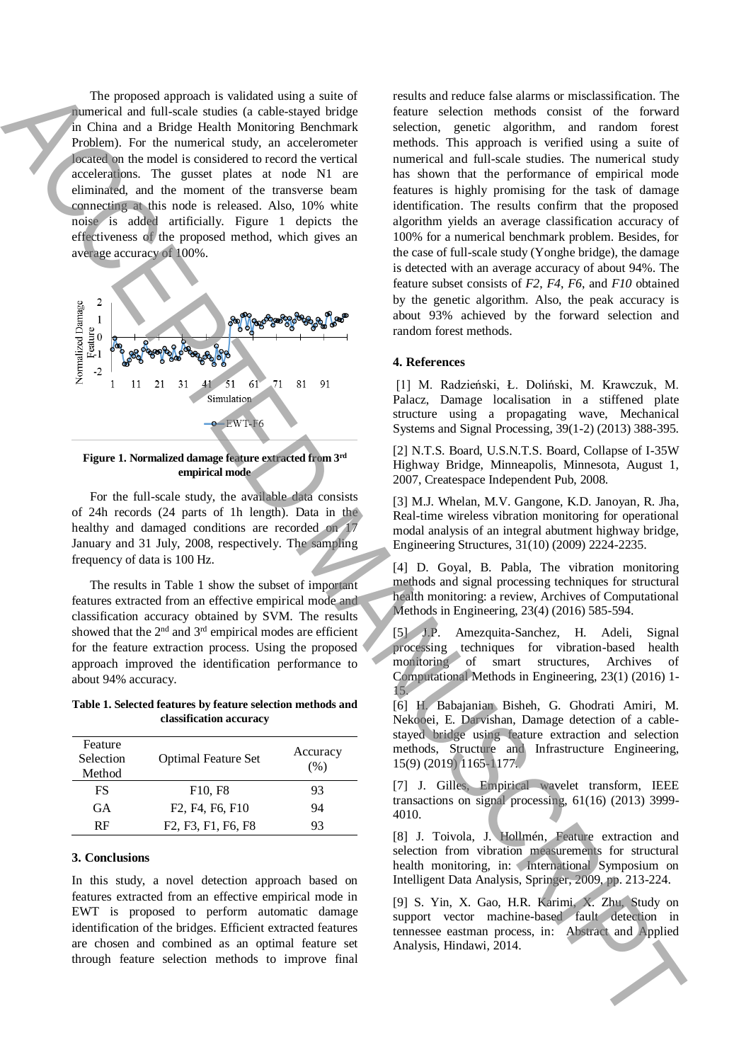The proposed approach is validated using a suite of numerical and full-scale studies (a cable-stayed bridge in China and a Bridge Health Monitoring Benchmark Problem). For the numerical study, an accelerometer located on the model is considered to record the vertical accelerations. The gusset plates at node N1 are eliminated, and the moment of the transverse beam connecting at this node is released. Also, 10% white noise is added artificially. Figure 1 depicts the effectiveness of the proposed method, which gives an average accuracy of 100%.

Normalized Damage Feature

2
1
0
-1
-2

1 11 21 31 41 51 61 71 81 91

Simulation

EWT-F6

**Figure 1. Normalized damage feature extracted from 3rd empirical mode**

For the full-scale study, the available data consists of 24h records (24 parts of 1h length). Data in the healthy and damaged conditions are recorded on 17 January and 31 July, 2008, respectively. The sampling frequency of data is 100 Hz.

The results in Table 1 show the subset of important features extracted from an effective empirical mode and classification accuracy obtained by SVM. The results showed that the 2nd and 3rd empirical modes are efficient for the feature extraction process. Using the proposed approach improved the identification performance to about 94% accuracy.

**Table 1. Selected features by feature selection methods and classification accuracy**

| Feature Selection Method | Optimal Feature Set | Accuracy (%) |
|---|---|---|
| FS | F10, F8 | 93 |
| GA | F2, F4, F6, F10 | 94 |
| RF | F2, F3, F1, F6, F8 | 93 |

### 3. Conclusions

In this study, a novel detection approach based on features extracted from an effective empirical mode in EWT is proposed to perform automatic damage identification of the bridges. Efficient extracted features are chosen and combined as an optimal feature set through feature selection methods to improve final results and reduce false alarms or misclassification. The feature selection methods consist of the forward selection, genetic algorithm, and random forest methods. This approach is verified using a suite of numerical and full-scale studies. The numerical study has shown that the performance of empirical mode features is highly promising for the task of damage identification. The results confirm that the proposed algorithm yields an average classification accuracy of 100% for a numerical benchmark problem. Besides, for the case of full-scale study (Yonghe bridge), the damage is detected with an average accuracy of about 94%. The feature subset consists of *F2*, *F4*, *F6*, and *F10* obtained by the genetic algorithm. Also, the peak accuracy is about 93% achieved by the forward selection and random forest methods.

### 4. References

[1] M. Radzieński, Ł. Doliński, M. Krawczuk, M. Palacz, Damage localisation in a stiffened plate structure using a propagating wave, Mechanical Systems and Signal Processing, 39(1-2) (2013) 388-395.

[2] N.T.S. Board, U.S.N.T.S. Board, Collapse of I-35W Highway Bridge, Minneapolis, Minnesota, August 1, 2007, Createspace Independent Pub, 2008.

[3] M.J. Whelan, M.V. Gangone, K.D. Janoyan, R. Jha, Real-time wireless vibration monitoring for operational modal analysis of an integral abutment highway bridge, Engineering Structures, 31(10) (2009) 2224-2235.

[4] D. Goyal, B. Pabla, The vibration monitoring methods and signal processing techniques for structural health monitoring: a review, Archives of Computational Methods in Engineering, 23(4) (2016) 585-594.

[5] J.P. Amezquita-Sanchez, H. Adeli, Signal processing techniques for vibration-based health monitoring of smart structures, Archives of Computational Methods in Engineering, 23(1) (2016) 1-15.

[6] H. Babajanian Bisheh, G. Ghodrati Amiri, M. Nekooei, E. Darvishan, Damage detection of a cable-stayed bridge using feature extraction and selection methods, Structure and Infrastructure Engineering, 15(9) (2019) 1165-1177.

[7] J. Gilles, Empirical wavelet transform, IEEE transactions on signal processing, 61(16) (2013) 3999-4010.

[8] J. Toivola, J. Hollmén, Feature extraction and selection from vibration measurements for structural health monitoring, in: International Symposium on Intelligent Data Analysis, Springer, 2009, pp. 213-224.

[9] S. Yin, X. Gao, H.R. Karimi, X. Zhu, Study on support vector machine-based fault detection in tennessee eastman process, in: Abstract and Applied Analysis, Hindawi, 2014.